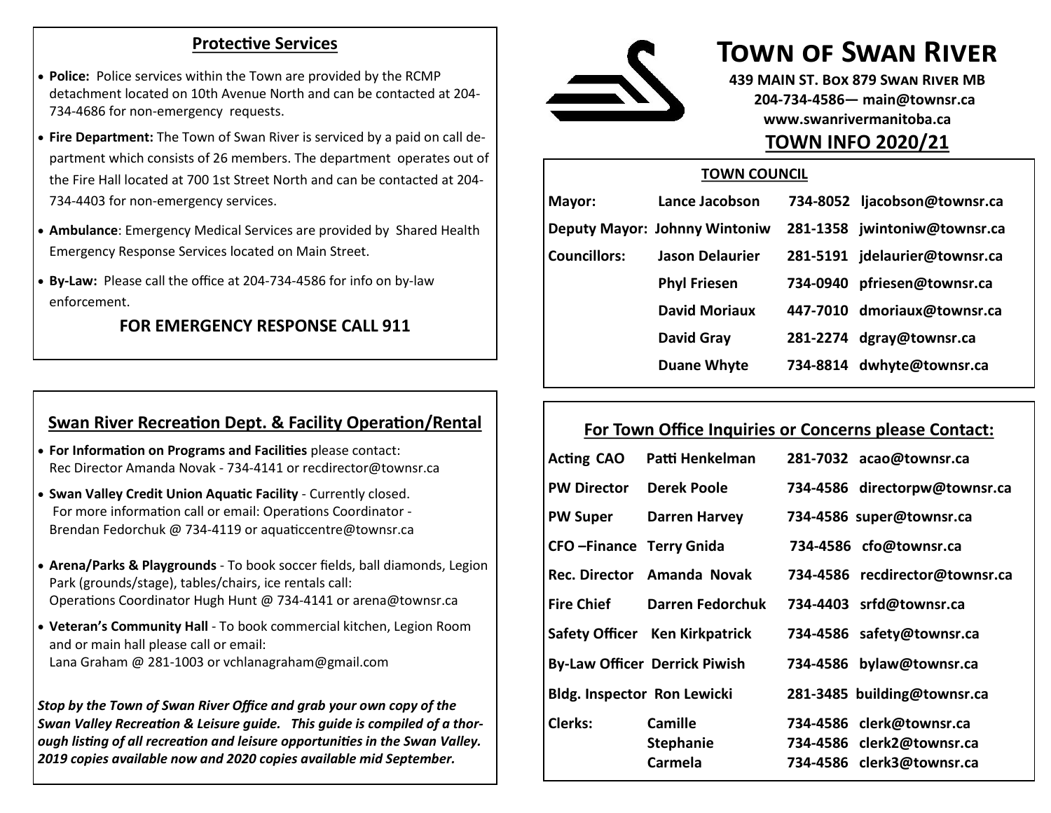# Town of Swan River

**439 MAIN ST. Box 879 Swan River MB**
**204-734-4586— main@townsr.ca**
**www.swanrivermanitoba.ca**

## TOWN INFO 2020/21

### TOWN COUNCIL

| | | | |
|---|---|---|---|
| **Mayor:** | **Lance Jacobson** | **734-8052** | **ljacobson@townsr.ca** |
| **Deputy Mayor:** | **Johnny Wintoniw** | **281-1358** | **jwintoniw@townsr.ca** |
| **Councillors:** | **Jason Delaurier** | **281-5191** | **jdelaurier@townsr.ca** |
| | **Phyl Friesen** | **734-0940** | **pfriesen@townsr.ca** |
| | **David Moriaux** | **447-7010** | **dmoriaux@townsr.ca** |
| | **David Gray** | **281-2274** | **dgray@townsr.ca** |
| | **Duane Whyte** | **734-8814** | **dwhyte@townsr.ca** |

### For Town Office Inquiries or Concerns please Contact:

| | | | |
|---|---|---|---|
| **Acting CAO** | **Patti Henkelman** | **281-7032** | **acao@townsr.ca** |
| **PW Director** | **Derek Poole** | **734-4586** | **directorpw@townsr.ca** |
| **PW Super** | **Darren Harvey** | **734-4586** | **super@townsr.ca** |
| **CFO –Finance** | **Terry Gnida** | **734-4586** | **cfo@townsr.ca** |
| **Rec. Director** | **Amanda Novak** | **734-4586** | **recdirector@townsr.ca** |
| **Fire Chief** | **Darren Fedorchuk** | **734-4403** | **srfd@townsr.ca** |
| **Safety Officer** | **Ken Kirkpatrick** | **734-4586** | **safety@townsr.ca** |
| **By-Law Officer** | **Derrick Piwish** | **734-4586** | **bylaw@townsr.ca** |
| **Bldg. Inspector** | **Ron Lewicki** | **281-3485** | **building@townsr.ca** |
| **Clerks:** | **Camille** | **734-4586** | **clerk@townsr.ca** |
| | **Stephanie** | **734-4586** | **clerk2@townsr.ca** |
| | **Carmela** | **734-4586** | **clerk3@townsr.ca** |

## Protective Services

- **Police:** Police services within the Town are provided by the RCMP detachment located on 10th Avenue North and can be contacted at 204-734-4686 for non-emergency requests.
- **Fire Department:** The Town of Swan River is serviced by a paid on call department which consists of 26 members. The department operates out of the Fire Hall located at 700 1st Street North and can be contacted at 204-734-4403 for non-emergency services.
- **Ambulance**: Emergency Medical Services are provided by Shared Health Emergency Response Services located on Main Street.
- **By-Law:** Please call the office at 204-734-4586 for info on by-law enforcement.

**FOR EMERGENCY RESPONSE CALL 911**

## Swan River Recreation Dept. & Facility Operation/Rental

- **For Information on Programs and Facilities** please contact: Rec Director Amanda Novak - 734-4141 or recdirector@townsr.ca
- **Swan Valley Credit Union Aquatic Facility** - Currently closed. For more information call or email: Operations Coordinator - Brendan Fedorchuk @ 734-4119 or aquaticcentre@townsr.ca
- **Arena/Parks & Playgrounds** - To book soccer fields, ball diamonds, Legion Park (grounds/stage), tables/chairs, ice rentals call: Operations Coordinator Hugh Hunt @ 734-4141 or arena@townsr.ca
- **Veteran's Community Hall** - To book commercial kitchen, Legion Room and or main hall please call or email: Lana Graham @ 281-1003 or vchlanagraham@gmail.com

***Stop by the Town of Swan River Office and grab your own copy of the Swan Valley Recreation & Leisure guide. This guide is compiled of a thorough listing of all recreation and leisure opportunities in the Swan Valley. 2019 copies available now and 2020 copies available mid September.***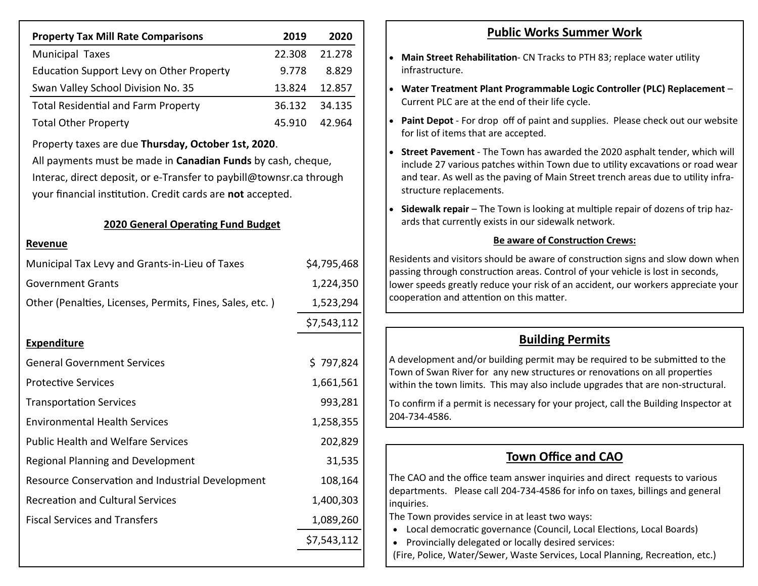| Property Tax Mill Rate Comparisons | 2019 | 2020 |
| --- | --- | --- |
| Municipal Taxes | 22.308 | 21.278 |
| Education Support Levy on Other Property | 9.778 | 8.829 |
| Swan Valley School Division No. 35 | 13.824 | 12.857 |
| Total Residential and Farm Property | 36.132 | 34.135 |
| Total Other Property | 45.910 | 42.964 |

Property taxes are due **Thursday, October 1st, 2020**.
All payments must be made in **Canadian Funds** by cash, cheque, Interac, direct deposit, or e-Transfer to paybill@townsr.ca through your financial institution. Credit cards are **not** accepted.

## 2020 General Operating Fund Budget

| | |
| --- | --- |
| **Revenue** | |
| Municipal Tax Levy and Grants-in-Lieu of Taxes | $4,795,468 |
| Government Grants | 1,224,350 |
| Other (Penalties, Licenses, Permits, Fines, Sales, etc. ) | 1,523,294 |
| | $7,543,112 |
| **Expenditure** | |
| General Government Services | $ 797,824 |
| Protective Services | 1,661,561 |
| Transportation Services | 993,281 |
| Environmental Health Services | 1,258,355 |
| Public Health and Welfare Services | 202,829 |
| Regional Planning and Development | 31,535 |
| Resource Conservation and Industrial Development | 108,164 |
| Recreation and Cultural Services | 1,400,303 |
| Fiscal Services and Transfers | 1,089,260 |
| | $7,543,112 |

## Public Works Summer Work

- **Main Street Rehabilitation**- CN Tracks to PTH 83; replace water utility infrastructure.
- **Water Treatment Plant Programmable Logic Controller (PLC) Replacement** – Current PLC are at the end of their life cycle.
- **Paint Depot** - For drop off of paint and supplies. Please check out our website for list of items that are accepted.
- **Street Pavement** - The Town has awarded the 2020 asphalt tender, which will include 27 various patches within Town due to utility excavations or road wear and tear. As well as the paving of Main Street trench areas due to utility infrastructure replacements.
- **Sidewalk repair** – The Town is looking at multiple repair of dozens of trip hazards that currently exists in our sidewalk network.

**Be aware of Construction Crews:**

Residents and visitors should be aware of construction signs and slow down when passing through construction areas. Control of your vehicle is lost in seconds, lower speeds greatly reduce your risk of an accident, our workers appreciate your cooperation and attention on this matter.

## Building Permits

A development and/or building permit may be required to be submitted to the Town of Swan River for any new structures or renovations on all properties within the town limits. This may also include upgrades that are non-structural.

To confirm if a permit is necessary for your project, call the Building Inspector at 204-734-4586.

## Town Office and CAO

The CAO and the office team answer inquiries and direct requests to various departments. Please call 204-734-4586 for info on taxes, billings and general inquiries.

The Town provides service in at least two ways:

- Local democratic governance (Council, Local Elections, Local Boards)
- Provincially delegated or locally desired services:

(Fire, Police, Water/Sewer, Waste Services, Local Planning, Recreation, etc.)